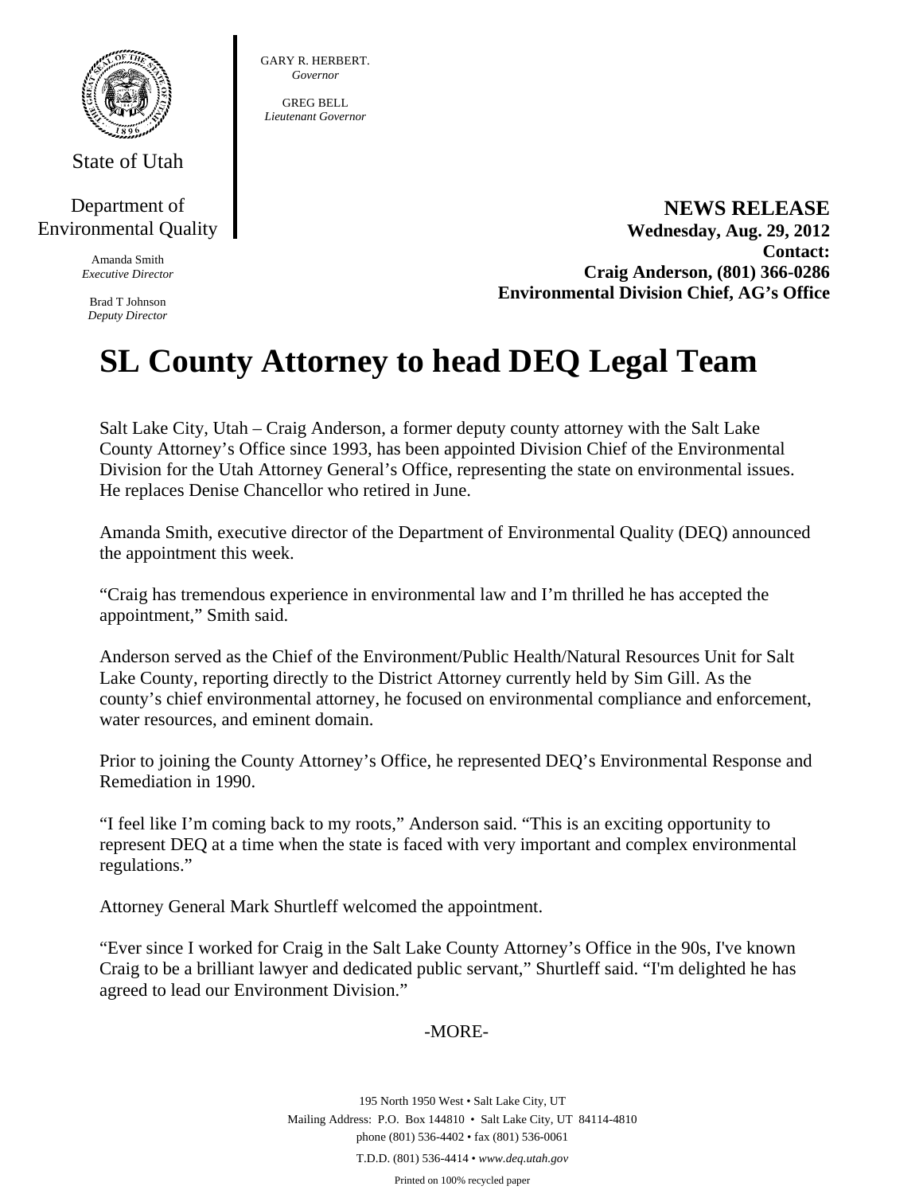State of Utah

Department of Environmental Quality

Amanda Smith
*Executive Director*

Brad T Johnson
*Deputy Director*

GARY R. HERBERT.
*Governor*

GREG BELL
*Lieutenant Governor*

**NEWS RELEASE**
**Wednesday, Aug. 29, 2012**
**Contact:**
**Craig Anderson, (801) 366-0286**
**Environmental Division Chief, AG's Office**

# SL County Attorney to head DEQ Legal Team

Salt Lake City, Utah – Craig Anderson, a former deputy county attorney with the Salt Lake County Attorney's Office since 1993, has been appointed Division Chief of the Environmental Division for the Utah Attorney General's Office, representing the state on environmental issues. He replaces Denise Chancellor who retired in June.

Amanda Smith, executive director of the Department of Environmental Quality (DEQ) announced the appointment this week.

"Craig has tremendous experience in environmental law and I'm thrilled he has accepted the appointment," Smith said.

Anderson served as the Chief of the Environment/Public Health/Natural Resources Unit for Salt Lake County, reporting directly to the District Attorney currently held by Sim Gill. As the county's chief environmental attorney, he focused on environmental compliance and enforcement, water resources, and eminent domain.

Prior to joining the County Attorney's Office, he represented DEQ's Environmental Response and Remediation in 1990.

"I feel like I'm coming back to my roots," Anderson said. "This is an exciting opportunity to represent DEQ at a time when the state is faced with very important and complex environmental regulations."

Attorney General Mark Shurtleff welcomed the appointment.

"Ever since I worked for Craig in the Salt Lake County Attorney's Office in the 90s, I've known Craig to be a brilliant lawyer and dedicated public servant," Shurtleff said. "I'm delighted he has agreed to lead our Environment Division."

-MORE-

195 North 1950 West • Salt Lake City, UT
Mailing Address: P.O. Box 144810 • Salt Lake City, UT 84114-4810
phone (801) 536-4402 • fax (801) 536-0061
T.D.D. (801) 536-4414 • *www.deq.utah.gov*
Printed on 100% recycled paper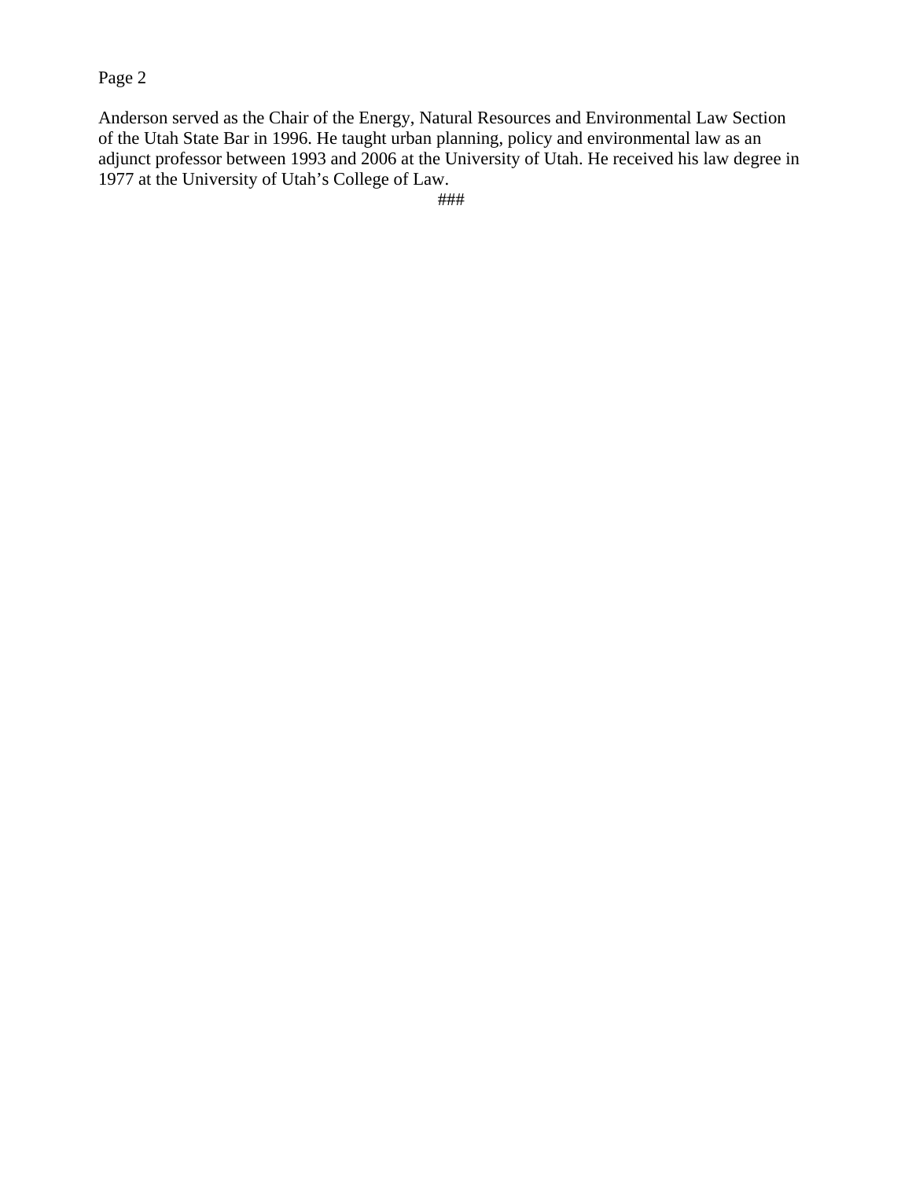Anderson served as the Chair of the Energy, Natural Resources and Environmental Law Section of the Utah State Bar in 1996. He taught urban planning, policy and environmental law as an adjunct professor between 1993 and 2006 at the University of Utah. He received his law degree in 1977 at the University of Utah's College of Law.

###